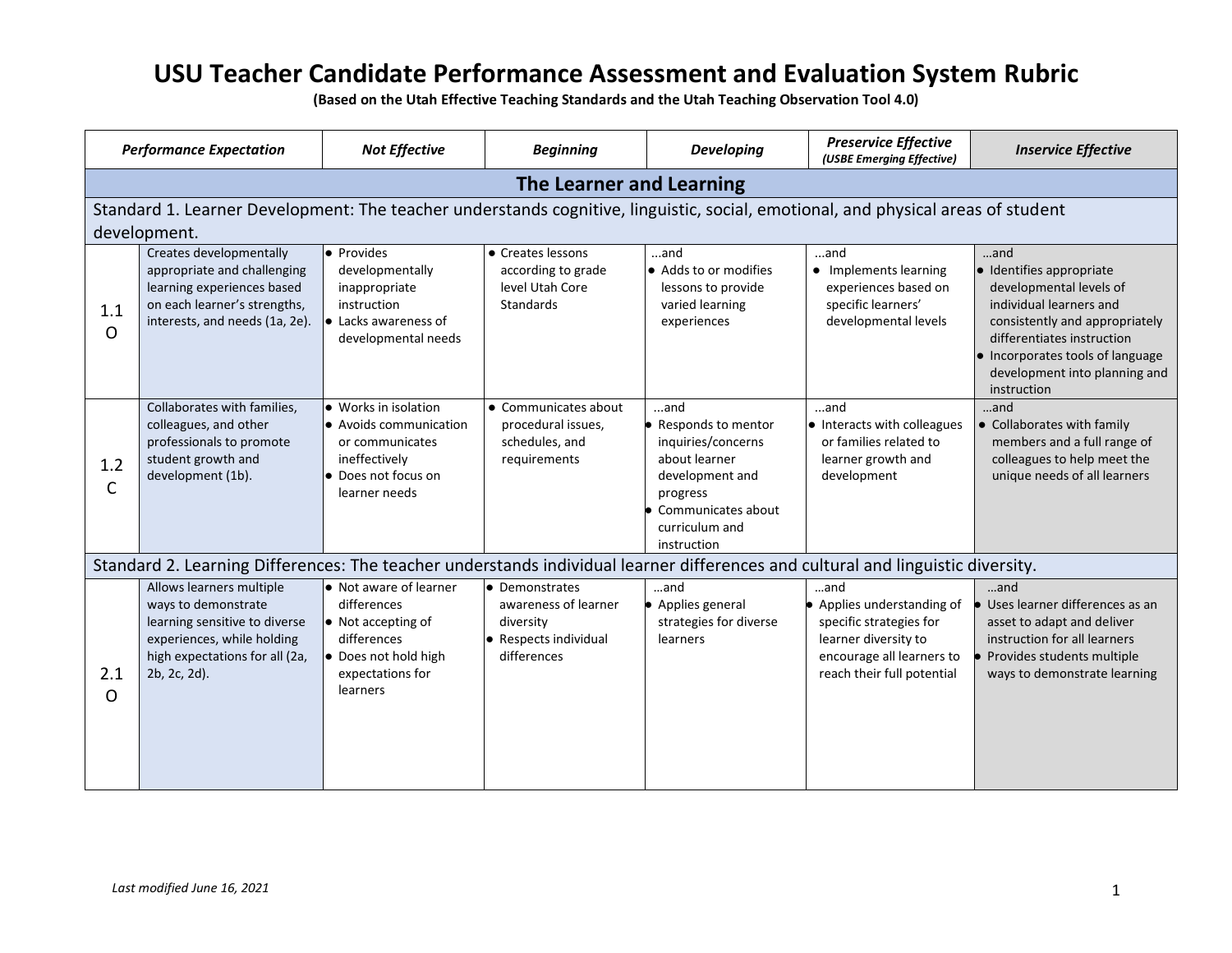# USU Teacher Candidate Performance Assessment and Evaluation System Rubric

**(Based on the Utah Effective Teaching Standards and the Utah Teaching Observation Tool 4.0)**

| Performance Expectation | | Not Effective | Beginning | Developing | Preserve Effective (USBE Emerging Effective) | Inservice Effective |
|---|---|---|---|---|---|---|
| **The Learner and Learning** | | | | | | |
| Standard 1. Learner Development: The teacher understands cognitive, linguistic, social, emotional, and physical areas of student development. | | | | | | |
| 1.1 O | Creates developmentally appropriate and challenging learning experiences based on each learner's strengths, interests, and needs (1a, 2e). | • Provides developmentally inappropriate instruction<br>• Lacks awareness of developmental needs | • Creates lessons according to grade level Utah Core Standards | ...and<br>• Adds to or modifies lessons to provide varied learning experiences | ...and<br>• Implements learning experiences based on specific learners' developmental levels | …and<br>• Identifies appropriate developmental levels of individual learners and consistently and appropriately differentiates instruction<br>• Incorporates tools of language development into planning and instruction |
| 1.2 C | Collaborates with families, colleagues, and other professionals to promote student growth and development (1b). | • Works in isolation<br>• Avoids communication or communicates ineffectively<br>• Does not focus on learner needs | • Communicates about procedural issues, schedules, and requirements | ...and<br>• Responds to mentor inquiries/concerns about learner development and progress<br>• Communicates about curriculum and instruction | ...and<br>• Interacts with colleagues or families related to learner growth and development | …and<br>• Collaborates with family members and a full range of colleagues to help meet the unique needs of all learners |
| Standard 2. Learning Differences: The teacher understands individual learner differences and cultural and linguistic diversity. | | | | | | |
| 2.1 O | Allows learners multiple ways to demonstrate learning sensitive to diverse experiences, while holding high expectations for all (2a, 2b, 2c, 2d). | • Not aware of learner differences<br>• Not accepting of differences<br>• Does not hold high expectations for learners | • Demonstrates awareness of learner diversity<br>• Respects individual differences | …and<br>• Applies general strategies for diverse learners | …and<br>• Applies understanding of specific strategies for learner diversity to encourage all learners to reach their full potential | …and<br>• Uses learner differences as an asset to adapt and deliver instruction for all learners<br>• Provides students multiple ways to demonstrate learning |

*Last modified June 16, 2021*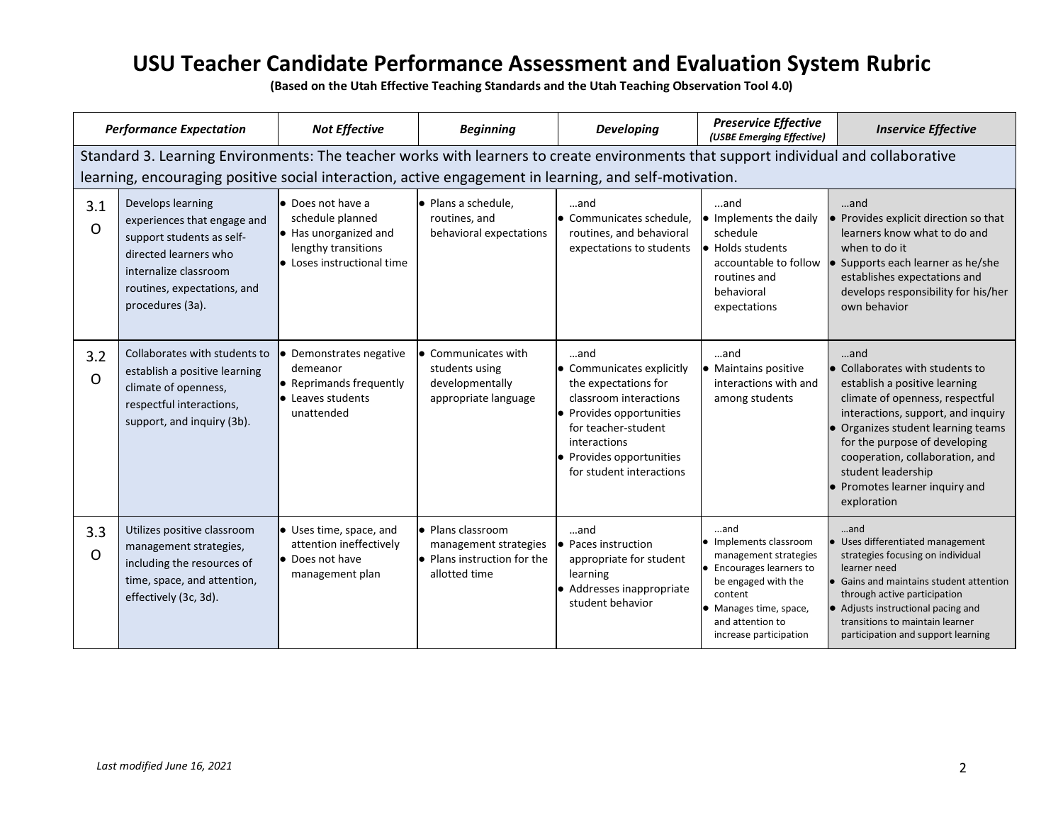# USU Teacher Candidate Performance Assessment and Evaluation System Rubric

**(Based on the Utah Effective Teaching Standards and the Utah Teaching Observation Tool 4.0)**

| *Performance Expectation* | | *Not Effective* | *Beginning* | *Developing* | *Preservice Effective (USBE Emerging Effective)* | *Inservice Effective* |
|---|---|---|---|---|---|---|
| Standard 3. Learning Environments: The teacher works with learners to create environments that support individual and collaborative learning, encouraging positive social interaction, active engagement in learning, and self-motivation. | | | | | | |
| 3.1 O | Develops learning experiences that engage and support students as self-directed learners who internalize classroom routines, expectations, and procedures (3a). | • Does not have a schedule planned<br>• Has unorganized and lengthy transitions<br>• Loses instructional time | • Plans a schedule, routines, and behavioral expectations | …and<br>• Communicates schedule, routines, and behavioral expectations to students | …and<br>• Implements the daily schedule<br>• Holds students accountable to follow routines and behavioral expectations | …and<br>• Provides explicit direction so that learners know what to do and when to do it<br>• Supports each learner as he/she establishes expectations and develops responsibility for his/her own behavior |
| 3.2 O | Collaborates with students to establish a positive learning climate of openness, respectful interactions, support, and inquiry (3b). | • Demonstrates negative demeanor<br>• Reprimands frequently<br>• Leaves students unattended | • Communicates with students using developmentally appropriate language | …and<br>• Communicates explicitly the expectations for classroom interactions<br>• Provides opportunities for teacher-student interactions<br>• Provides opportunities for student interactions | …and<br>• Maintains positive interactions with and among students | …and<br>• Collaborates with students to establish a positive learning climate of openness, respectful interactions, support, and inquiry<br>• Organizes student learning teams for the purpose of developing cooperation, collaboration, and student leadership<br>• Promotes learner inquiry and exploration |
| 3.3 O | Utilizes positive classroom management strategies, including the resources of time, space, and attention, effectively (3c, 3d). | • Uses time, space, and attention ineffectively<br>• Does not have management plan | • Plans classroom management strategies<br>• Plans instruction for the allotted time | …and<br>• Paces instruction appropriate for student learning<br>• Addresses inappropriate student behavior | …and<br>• Implements classroom management strategies<br>• Encourages learners to be engaged with the content<br>• Manages time, space, and attention to increase participation | …and<br>• Uses differentiated management strategies focusing on individual learner need<br>• Gains and maintains student attention through active participation<br>• Adjusts instructional pacing and transitions to maintain learner participation and support learning |

*Last modified June 16, 2021*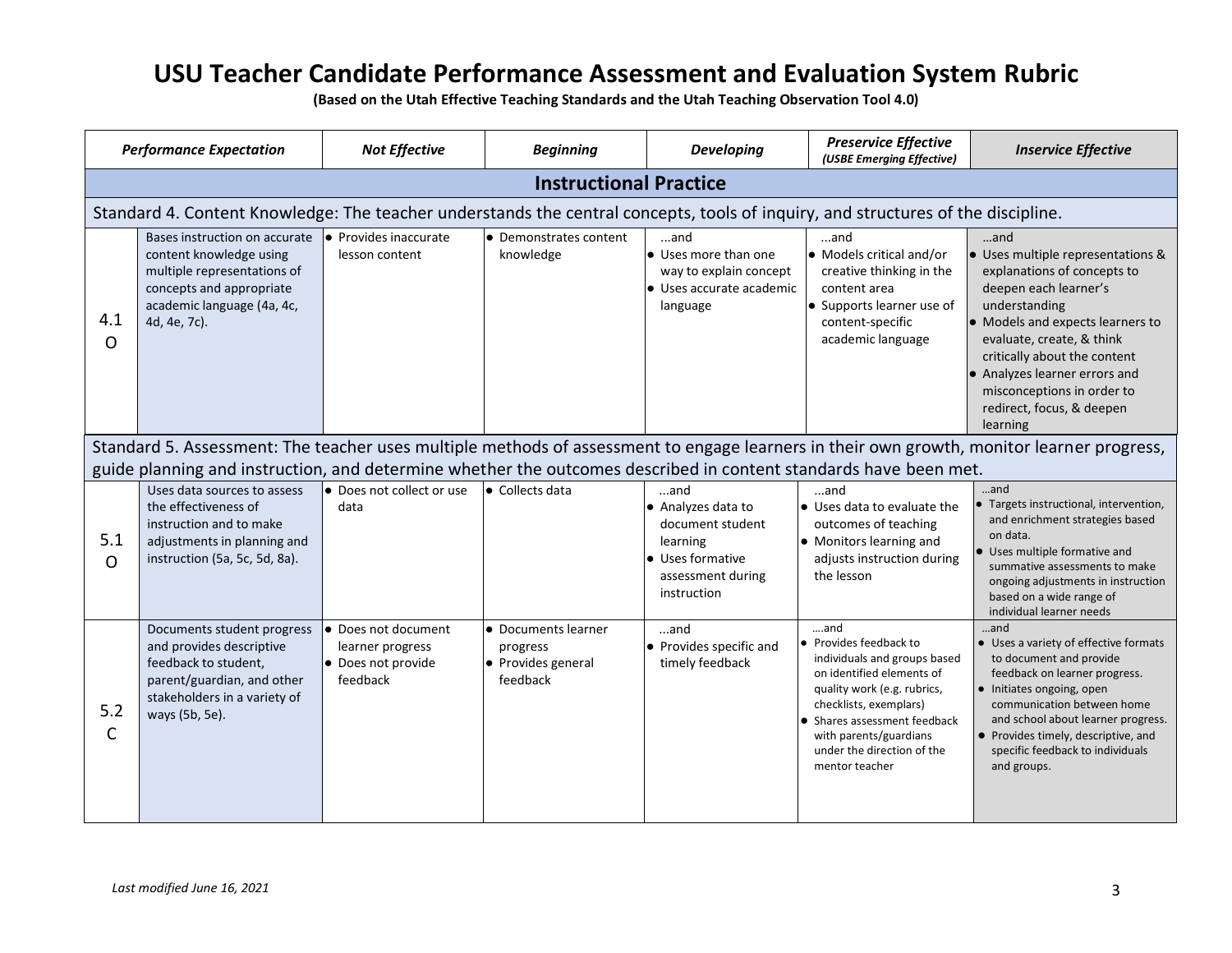# USU Teacher Candidate Performance Assessment and Evaluation System Rubric

**(Based on the Utah Effective Teaching Standards and the Utah Teaching Observation Tool 4.0)**

| Performance Expectation | | Not Effective | Beginning | Developing | Preserve Effective (USBE Emerging Effective) | Inservice Effective |
|---|---|---|---|---|---|---|
| **Instructional Practice** | | | | | | |
| Standard 4. Content Knowledge: The teacher understands the central concepts, tools of inquiry, and structures of the discipline. | | | | | | |
| 4.1 O | Bases instruction on accurate content knowledge using multiple representations of concepts and appropriate academic language (4a, 4c, 4d, 4e, 7c). | • Provides inaccurate lesson content | • Demonstrates content knowledge | ...and<br>• Uses more than one way to explain concept<br>• Uses accurate academic language | ...and<br>• Models critical and/or creative thinking in the content area<br>• Supports learner use of content-specific academic language | ...and<br>• Uses multiple representations & explanations of concepts to deepen each learner's understanding<br>• Models and expects learners to evaluate, create, & think critically about the content<br>• Analyzes learner errors and misconceptions in order to redirect, focus, & deepen learning |
| Standard 5. Assessment: The teacher uses multiple methods of assessment to engage learners in their own growth, monitor learner progress, guide planning and instruction, and determine whether the outcomes described in content standards have been met. | | | | | | |
| 5.1 O | Uses data sources to assess the effectiveness of instruction and to make adjustments in planning and instruction (5a, 5c, 5d, 8a). | • Does not collect or use data | • Collects data | ...and<br>• Analyzes data to document student learning<br>• Uses formative assessment during instruction | ...and<br>• Uses data to evaluate the outcomes of teaching<br>• Monitors learning and adjusts instruction during the lesson | ...and<br>• Targets instructional, intervention, and enrichment strategies based on data.<br>• Uses multiple formative and summative assessments to make ongoing adjustments in instruction based on a wide range of individual learner needs |
| 5.2 C | Documents student progress and provides descriptive feedback to student, parent/guardian, and other stakeholders in a variety of ways (5b, 5e). | • Does not document learner progress<br>• Does not provide feedback | • Documents learner progress<br>• Provides general feedback | ...and<br>• Provides specific and timely feedback | ....and<br>• Provides feedback to individuals and groups based on identified elements of quality work (e.g. rubrics, checklists, exemplars)<br>• Shares assessment feedback with parents/guardians under the direction of the mentor teacher | ...and<br>• Uses a variety of effective formats to document and provide feedback on learner progress.<br>• Initiates ongoing, open communication between home and school about learner progress.<br>• Provides timely, descriptive, and specific feedback to individuals and groups. |

*Last modified June 16, 2021*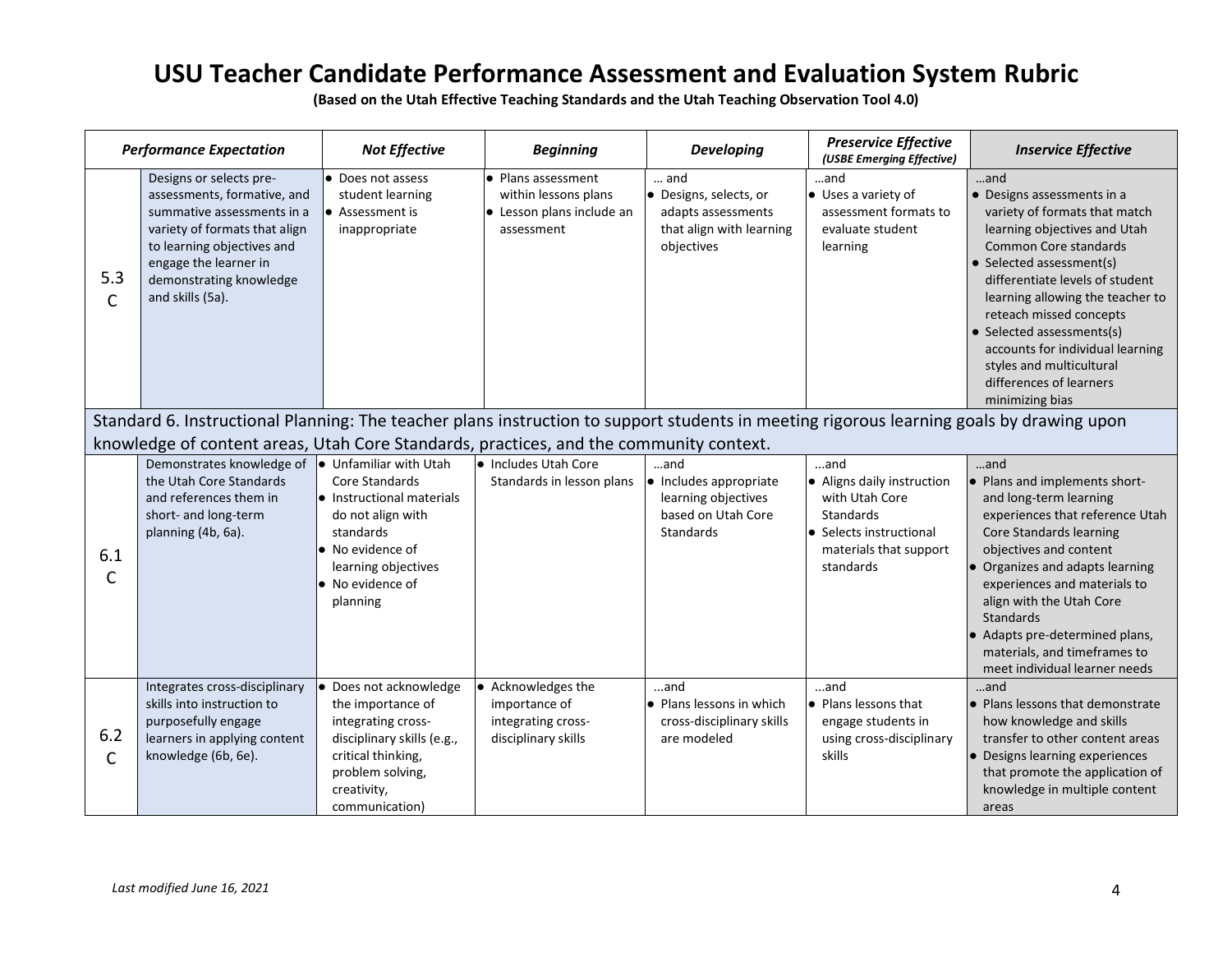# USU Teacher Candidate Performance Assessment and Evaluation System Rubric

**(Based on the Utah Effective Teaching Standards and the Utah Teaching Observation Tool 4.0)**

| *Performance Expectation* | | *Not Effective* | *Beginning* | *Developing* | *Preservice Effective (USBE Emerging Effective)* | *Inservice Effective* |
|---|---|---|---|---|---|---|
| 5.3 C | Designs or selects pre-assessments, formative, and summative assessments in a variety of formats that align to learning objectives and engage the learner in demonstrating knowledge and skills (5a). | • Does not assess student learning<br>• Assessment is inappropriate | • Plans assessment within lessons plans<br>• Lesson plans include an assessment | … and<br>• Designs, selects, or adapts assessments that align with learning objectives | …and<br>• Uses a variety of assessment formats to evaluate student learning | …and<br>• Designs assessments in a variety of formats that match learning objectives and Utah Common Core standards<br>• Selected assessment(s) differentiate levels of student learning allowing the teacher to reteach missed concepts<br>• Selected assessments(s) accounts for individual learning styles and multicultural differences of learners minimizing bias |
| Standard 6. Instructional Planning: The teacher plans instruction to support students in meeting rigorous learning goals by drawing upon knowledge of content areas, Utah Core Standards, practices, and the community context. | | | | | | |
| 6.1 C | Demonstrates knowledge of the Utah Core Standards and references them in short- and long-term planning (4b, 6a). | • Unfamiliar with Utah Core Standards<br>• Instructional materials do not align with standards<br>• No evidence of learning objectives<br>• No evidence of planning | • Includes Utah Core Standards in lesson plans | …and<br>• Includes appropriate learning objectives based on Utah Core Standards | …and<br>• Aligns daily instruction with Utah Core Standards<br>• Selects instructional materials that support standards | …and<br>• Plans and implements short- and long-term learning experiences that reference Utah Core Standards learning objectives and content<br>• Organizes and adapts learning experiences and materials to align with the Utah Core Standards<br>• Adapts pre-determined plans, materials, and timeframes to meet individual learner needs |
| 6.2 C | Integrates cross-disciplinary skills into instruction to purposefully engage learners in applying content knowledge (6b, 6e). | • Does not acknowledge the importance of integrating cross-disciplinary skills (e.g., critical thinking, problem solving, creativity, communication) | • Acknowledges the importance of integrating cross-disciplinary skills | …and<br>• Plans lessons in which cross-disciplinary skills are modeled | …and<br>• Plans lessons that engage students in using cross-disciplinary skills | …and<br>• Plans lessons that demonstrate how knowledge and skills transfer to other content areas<br>• Designs learning experiences that promote the application of knowledge in multiple content areas |

*Last modified June 16, 2021*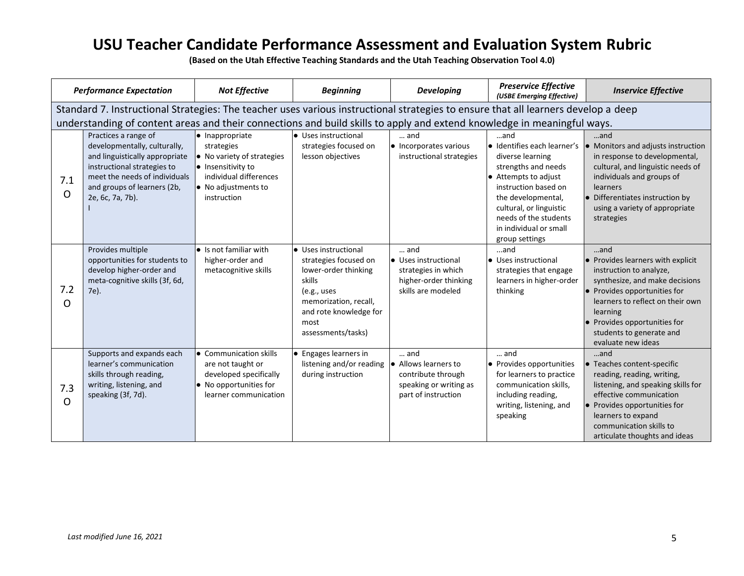# USU Teacher Candidate Performance Assessment and Evaluation System Rubric

**(Based on the Utah Effective Teaching Standards and the Utah Teaching Observation Tool 4.0)**

| | *Performance Expectation* | *Not Effective* | *Beginning* | *Developing* | *Preservice Effective (USBE Emerging Effective)* | *Inservice Effective* |
|---|---|---|---|---|---|---|
| Standard 7. Instructional Strategies: The teacher uses various instructional strategies to ensure that all learners develop a deep understanding of content areas and their connections and build skills to apply and extend knowledge in meaningful ways. | | | | | | |
| 7.1 O I | Practices a range of developmentally, culturally, and linguistically appropriate instructional strategies to meet the needs of individuals and groups of learners (2b, 2e, 6c, 7a, 7b). | • Inappropriate strategies<br>• No variety of strategies<br>• Insensitivity to individual differences<br>• No adjustments to instruction | • Uses instructional strategies focused on lesson objectives | … and<br>• Incorporates various instructional strategies | …and<br>• Identifies each learner's diverse learning strengths and needs<br>• Attempts to adjust instruction based on the developmental, cultural, or linguistic needs of the students in individual or small group settings | …and<br>• Monitors and adjusts instruction in response to developmental, cultural, and linguistic needs of individuals and groups of learners<br>• Differentiates instruction by using a variety of appropriate strategies |
| 7.2 O | Provides multiple opportunities for students to develop higher-order and meta-cognitive skills (3f, 6d, 7e). | • Is not familiar with higher-order and metacognitive skills | • Uses instructional strategies focused on lower-order thinking skills (e.g., uses memorization, recall, and rote knowledge for most assessments/tasks) | … and<br>• Uses instructional strategies in which higher-order thinking skills are modeled | ...and<br>• Uses instructional strategies that engage learners in higher-order thinking | …and<br>• Provides learners with explicit instruction to analyze, synthesize, and make decisions<br>• Provides opportunities for learners to reflect on their own learning<br>• Provides opportunities for students to generate and evaluate new ideas |
| 7.3 O | Supports and expands each learner's communication skills through reading, writing, listening, and speaking (3f, 7d). | • Communication skills are not taught or developed specifically<br>• No opportunities for learner communication | • Engages learners in listening and/or reading during instruction | … and<br>• Allows learners to contribute through speaking or writing as part of instruction | … and<br>• Provides opportunities for learners to practice communication skills, including reading, writing, listening, and speaking | …and<br>• Teaches content-specific reading, reading, writing, listening, and speaking skills for effective communication<br>• Provides opportunities for learners to expand communication skills to articulate thoughts and ideas |

*Last modified June 16, 2021*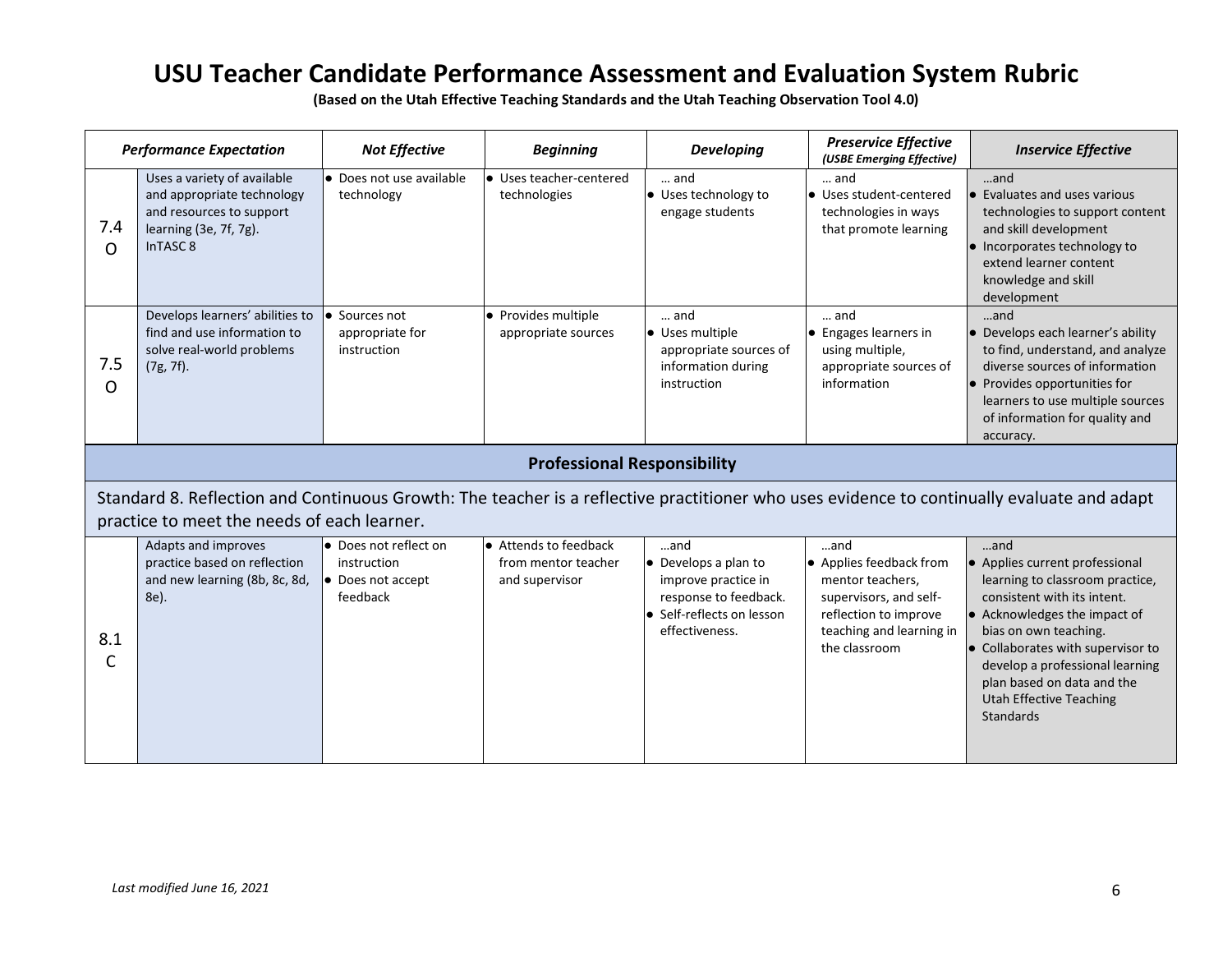# USU Teacher Candidate Performance Assessment and Evaluation System Rubric

**(Based on the Utah Effective Teaching Standards and the Utah Teaching Observation Tool 4.0)**

| | *Performance Expectation* | *Not Effective* | *Beginning* | *Developing* | *Preservice Effective (USBE Emerging Effective)* | *Inservice Effective* |
|---|---|---|---|---|---|---|
| 7.4 O | Uses a variety of available and appropriate technology and resources to support learning (3e, 7f, 7g). InTASC 8 | • Does not use available technology | • Uses teacher-centered technologies | … and<br>• Uses technology to engage students | … and<br>• Uses student-centered technologies in ways that promote learning | …and<br>• Evaluates and uses various technologies to support content and skill development<br>• Incorporates technology to extend learner content knowledge and skill development |
| 7.5 O | Develops learners' abilities to find and use information to solve real-world problems (7g, 7f). | • Sources not appropriate for instruction | • Provides multiple appropriate sources | … and<br>• Uses multiple appropriate sources of information during instruction | … and<br>• Engages learners in using multiple, appropriate sources of information | …and<br>• Develops each learner's ability to find, understand, and analyze diverse sources of information<br>• Provides opportunities for learners to use multiple sources of information for quality and accuracy. |
| | **Professional Responsibility** | | | | | |
| | Standard 8. Reflection and Continuous Growth: The teacher is a reflective practitioner who uses evidence to continually evaluate and adapt practice to meet the needs of each learner. | | | | | |
| 8.1 C | Adapts and improves practice based on reflection and new learning (8b, 8c, 8d, 8e). | • Does not reflect on instruction<br>• Does not accept feedback | • Attends to feedback from mentor teacher and supervisor | …and<br>• Develops a plan to improve practice in response to feedback.<br>• Self-reflects on lesson effectiveness. | …and<br>• Applies feedback from mentor teachers, supervisors, and self-reflection to improve teaching and learning in the classroom | …and<br>• Applies current professional learning to classroom practice, consistent with its intent.<br>• Acknowledges the impact of bias on own teaching.<br>• Collaborates with supervisor to develop a professional learning plan based on data and the Utah Effective Teaching Standards |

*Last modified June 16, 2021*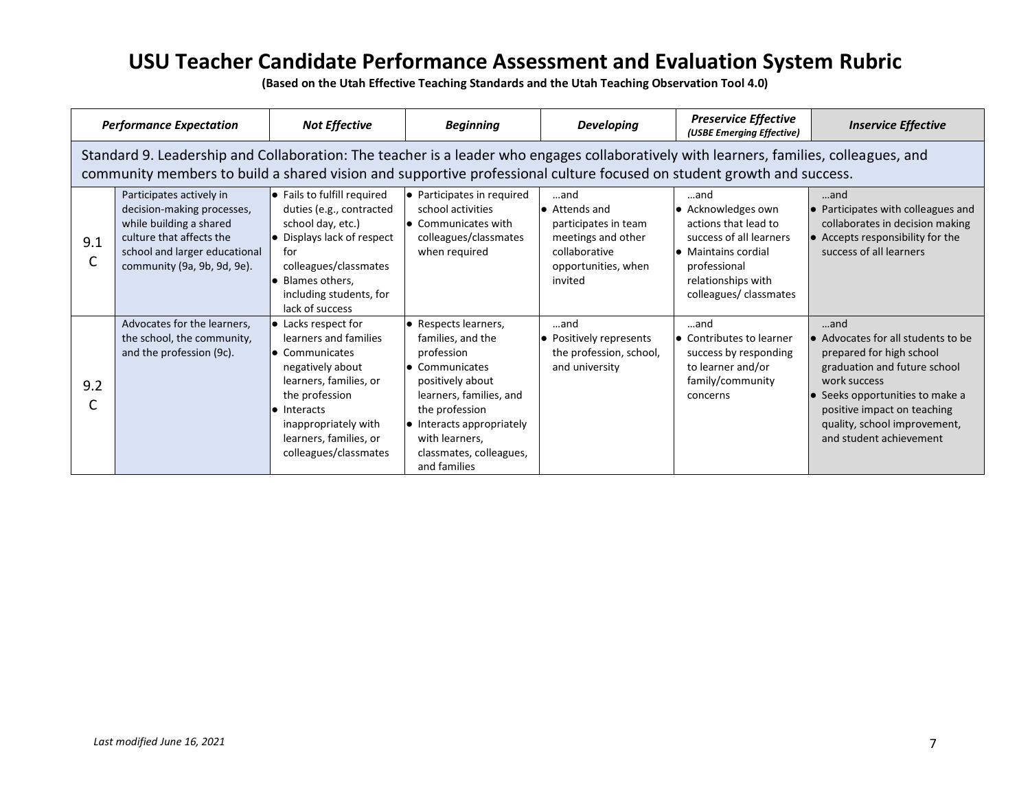# USU Teacher Candidate Performance Assessment and Evaluation System Rubric

**(Based on the Utah Effective Teaching Standards and the Utah Teaching Observation Tool 4.0)**

| | *Performance Expectation* | *Not Effective* | *Beginning* | *Developing* | *Preservice Effective (USBE Emerging Effective)* | *Inservice Effective* |
|---|---|---|---|---|---|---|
| Standard 9. Leadership and Collaboration: The teacher is a leader who engages collaboratively with learners, families, colleagues, and community members to build a shared vision and supportive professional culture focused on student growth and success. | | | | | | |
| 9.1 C | Participates actively in decision-making processes, while building a shared culture that affects the school and larger educational community (9a, 9b, 9d, 9e). | • Fails to fulfill required duties (e.g., contracted school day, etc.)<br>• Displays lack of respect for colleagues/classmates<br>• Blames others, including students, for lack of success | • Participates in required school activities<br>• Communicates with colleagues/classmates when required | …and<br>• Attends and participates in team meetings and other collaborative opportunities, when invited | …and<br>• Acknowledges own actions that lead to success of all learners<br>• Maintains cordial professional relationships with colleagues/ classmates | …and<br>• Participates with colleagues and collaborates in decision making<br>• Accepts responsibility for the success of all learners |
| 9.2 C | Advocates for the learners, the school, the community, and the profession (9c). | • Lacks respect for learners and families<br>• Communicates negatively about learners, families, or the profession<br>• Interacts inappropriately with learners, families, or colleagues/classmates | • Respects learners, families, and the profession<br>• Communicates positively about learners, families, and the profession<br>• Interacts appropriately with learners, classmates, colleagues, and families | …and<br>• Positively represents the profession, school, and university | …and<br>• Contributes to learner success by responding to learner and/or family/community concerns | …and<br>• Advocates for all students to be prepared for high school graduation and future school work success<br>• Seeks opportunities to make a positive impact on teaching quality, school improvement, and student achievement |

*Last modified June 16, 2021*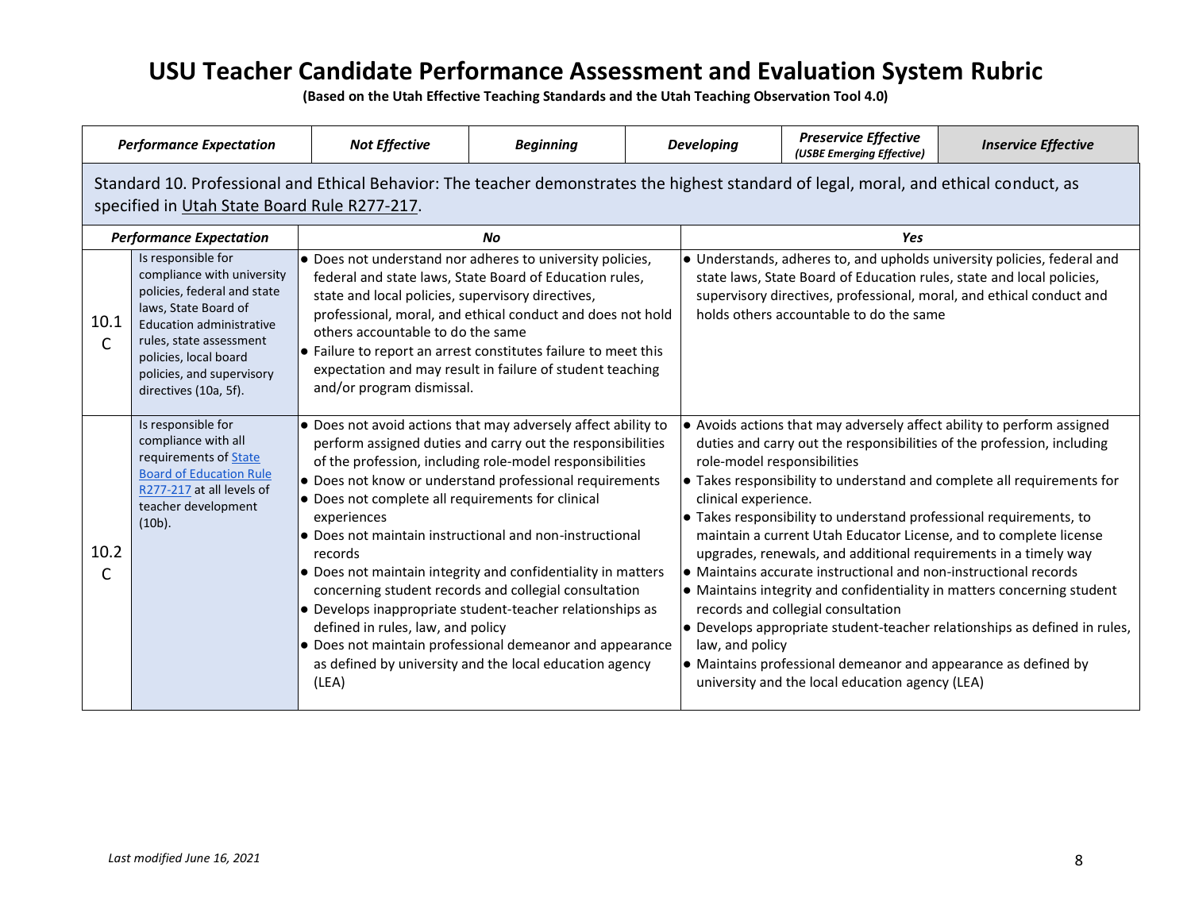# USU Teacher Candidate Performance Assessment and Evaluation System Rubric

**(Based on the Utah Effective Teaching Standards and the Utah Teaching Observation Tool 4.0)**

| ***Performance Expectation*** | ***Not Effective*** | ***Beginning*** | ***Developing*** | ***Preservice Effective*** ***(USBE Emerging Effective)*** | ***Inservice Effective*** |
|---|---|---|---|---|---|

Standard 10. Professional and Ethical Behavior: The teacher demonstrates the highest standard of legal, moral, and ethical conduct, as specified in Utah State Board Rule R277-217.

| | ***Performance Expectation*** | ***No*** | ***Yes*** |
|---|---|---|---|
| 10.1 C | Is responsible for compliance with university policies, federal and state laws, State Board of Education administrative rules, state assessment policies, local board policies, and supervisory directives (10a, 5f). | • Does not understand nor adheres to university policies, federal and state laws, State Board of Education rules, state and local policies, supervisory directives, professional, moral, and ethical conduct and does not hold others accountable to do the same<br>• Failure to report an arrest constitutes failure to meet this expectation and may result in failure of student teaching and/or program dismissal. | • Understands, adheres to, and upholds university policies, federal and state laws, State Board of Education rules, state and local policies, supervisory directives, professional, moral, and ethical conduct and holds others accountable to do the same |
| 10.2 C | Is responsible for compliance with all requirements of State Board of Education Rule R277-217 at all levels of teacher development (10b). | • Does not avoid actions that may adversely affect ability to perform assigned duties and carry out the responsibilities of the profession, including role-model responsibilities<br>• Does not know or understand professional requirements<br>• Does not complete all requirements for clinical experiences<br>• Does not maintain instructional and non-instructional records<br>• Does not maintain integrity and confidentiality in matters concerning student records and collegial consultation<br>• Develops inappropriate student-teacher relationships as defined in rules, law, and policy<br>• Does not maintain professional demeanor and appearance as defined by university and the local education agency (LEA) | • Avoids actions that may adversely affect ability to perform assigned duties and carry out the responsibilities of the profession, including role-model responsibilities<br>• Takes responsibility to understand and complete all requirements for clinical experience.<br>• Takes responsibility to understand professional requirements, to maintain a current Utah Educator License, and to complete license upgrades, renewals, and additional requirements in a timely way<br>• Maintains accurate instructional and non-instructional records<br>• Maintains integrity and confidentiality in matters concerning student records and collegial consultation<br>• Develops appropriate student-teacher relationships as defined in rules, law, and policy<br>• Maintains professional demeanor and appearance as defined by university and the local education agency (LEA) |

*Last modified June 16, 2021*